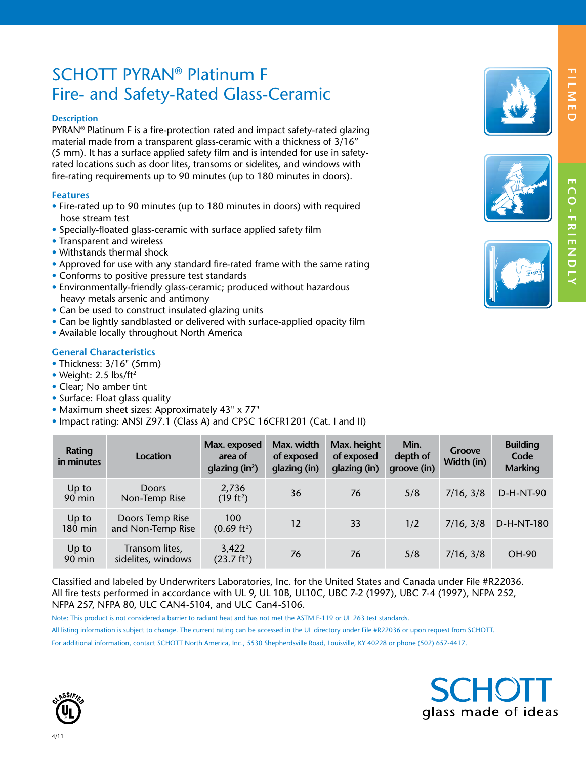FILMED

ECO-FRIENDLY

# SCHOTT PYRAN® Platinum F
# Fire- and Safety-Rated Glass-Ceramic

### Description

PYRAN® Platinum F is a fire-protection rated and impact safety-rated glazing material made from a transparent glass-ceramic with a thickness of 3/16" (5 mm). It has a surface applied safety film and is intended for use in safety-rated locations such as door lites, transoms or sidelites, and windows with fire-rating requirements up to 90 minutes (up to 180 minutes in doors).

### Features

- Fire-rated up to 90 minutes (up to 180 minutes in doors) with required hose stream test
- Specially-floated glass-ceramic with surface applied safety film
- Transparent and wireless
- Withstands thermal shock
- Approved for use with any standard fire-rated frame with the same rating
- Conforms to positive pressure test standards
- Environmentally-friendly glass-ceramic; produced without hazardous heavy metals arsenic and antimony
- Can be used to construct insulated glazing units
- Can be lightly sandblasted or delivered with surface-applied opacity film
- Available locally throughout North America

### General Characteristics

- Thickness: 3/16" (5mm)
- Weight: 2.5 lbs/ft$^2$
- Clear; No amber tint
- Surface: Float glass quality
- Maximum sheet sizes: Approximately 43" x 77"
- Impact rating: ANSI Z97.1 (Class A) and CPSC 16CFR1201 (Cat. I and II)

| Rating in minutes | Location | Max. exposed area of glazing (in$^2$) | Max. width of exposed glazing (in) | Max. height of exposed glazing (in) | Min. depth of groove (in) | Groove Width (in) | Building Code Marking |
|---|---|---|---|---|---|---|---|
| Up to 90 min | Doors Non-Temp Rise | 2,736 (19 ft$^2$) | 36 | 76 | 5/8 | 7/16, 3/8 | D-H-NT-90 |
| Up to 180 min | Doors Temp Rise and Non-Temp Rise | 100 (0.69 ft$^2$) | 12 | 33 | 1/2 | 7/16, 3/8 | D-H-NT-180 |
| Up to 90 min | Transom lites, sidelites, windows | 3,422 (23.7 ft$^2$) | 76 | 76 | 5/8 | 7/16, 3/8 | OH-90 |

Classified and labeled by Underwriters Laboratories, Inc. for the United States and Canada under File #R22036. All fire tests performed in accordance with UL 9, UL 10B, UL10C, UBC 7-2 (1997), UBC 7-4 (1997), NFPA 252, NFPA 257, NFPA 80, ULC CAN4-5104, and ULC Can4-5106.

Note: This product is not considered a barrier to radiant heat and has not met the ASTM E-119 or UL 263 test standards.

All listing information is subject to change. The current rating can be accessed in the UL directory under File #R22036 or upon request from SCHOTT.

For additional information, contact SCHOTT North America, Inc., 5530 Shepherdsville Road, Louisville, KY 40228 or phone (502) 657-4417.

CLASSIFIED UL

SCHOTT
glass made of ideas

4/11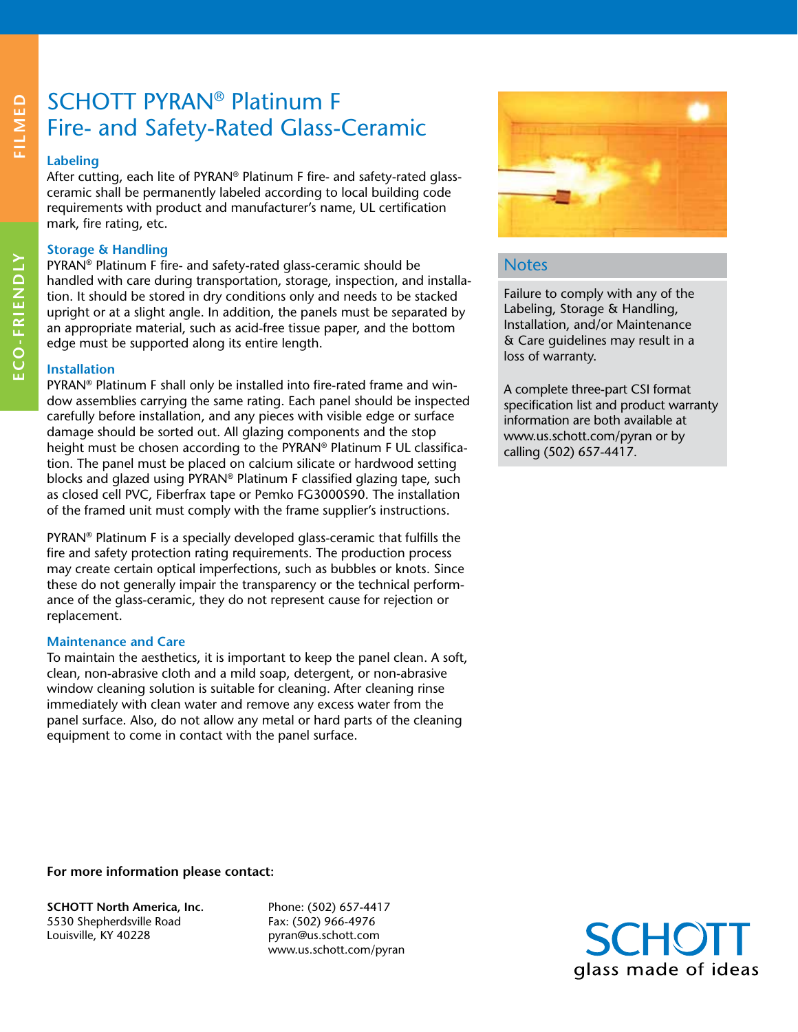# SCHOTT PYRAN® Platinum F Fire- and Safety-Rated Glass-Ceramic

### Labeling

After cutting, each lite of PYRAN® Platinum F fire- and safety-rated glass-ceramic shall be permanently labeled according to local building code requirements with product and manufacturer's name, UL certification mark, fire rating, etc.

### Storage & Handling

PYRAN® Platinum F fire- and safety-rated glass-ceramic should be handled with care during transportation, storage, inspection, and installation. It should be stored in dry conditions only and needs to be stacked upright or at a slight angle. In addition, the panels must be separated by an appropriate material, such as acid-free tissue paper, and the bottom edge must be supported along its entire length.

### Installation

PYRAN® Platinum F shall only be installed into fire-rated frame and window assemblies carrying the same rating. Each panel should be inspected carefully before installation, and any pieces with visible edge or surface damage should be sorted out. All glazing components and the stop height must be chosen according to the PYRAN® Platinum F UL classification. The panel must be placed on calcium silicate or hardwood setting blocks and glazed using PYRAN® Platinum F classified glazing tape, such as closed cell PVC, Fiberfrax tape or Pemko FG3000S90. The installation of the framed unit must comply with the frame supplier's instructions.

PYRAN® Platinum F is a specially developed glass-ceramic that fulfills the fire and safety protection rating requirements. The production process may create certain optical imperfections, such as bubbles or knots. Since these do not generally impair the transparency or the technical performance of the glass-ceramic, they do not represent cause for rejection or replacement.

### Maintenance and Care

To maintain the aesthetics, it is important to keep the panel clean. A soft, clean, non-abrasive cloth and a mild soap, detergent, or non-abrasive window cleaning solution is suitable for cleaning. After cleaning rinse immediately with clean water and remove any excess water from the panel surface. Also, do not allow any metal or hard parts of the cleaning equipment to come in contact with the panel surface.

### Notes

Failure to comply with any of the Labeling, Storage & Handling, Installation, and/or Maintenance & Care guidelines may result in a loss of warranty.

A complete three-part CSI format specification list and product warranty information are both available at www.us.schott.com/pyran or by calling (502) 657-4417.

**For more information please contact:**

**SCHOTT North America, Inc.**
5530 Shepherdsville Road
Louisville, KY 40228

Phone: (502) 657-4417
Fax: (502) 966-4976
pyran@us.schott.com
www.us.schott.com/pyran

SCHOTT
glass made of ideas